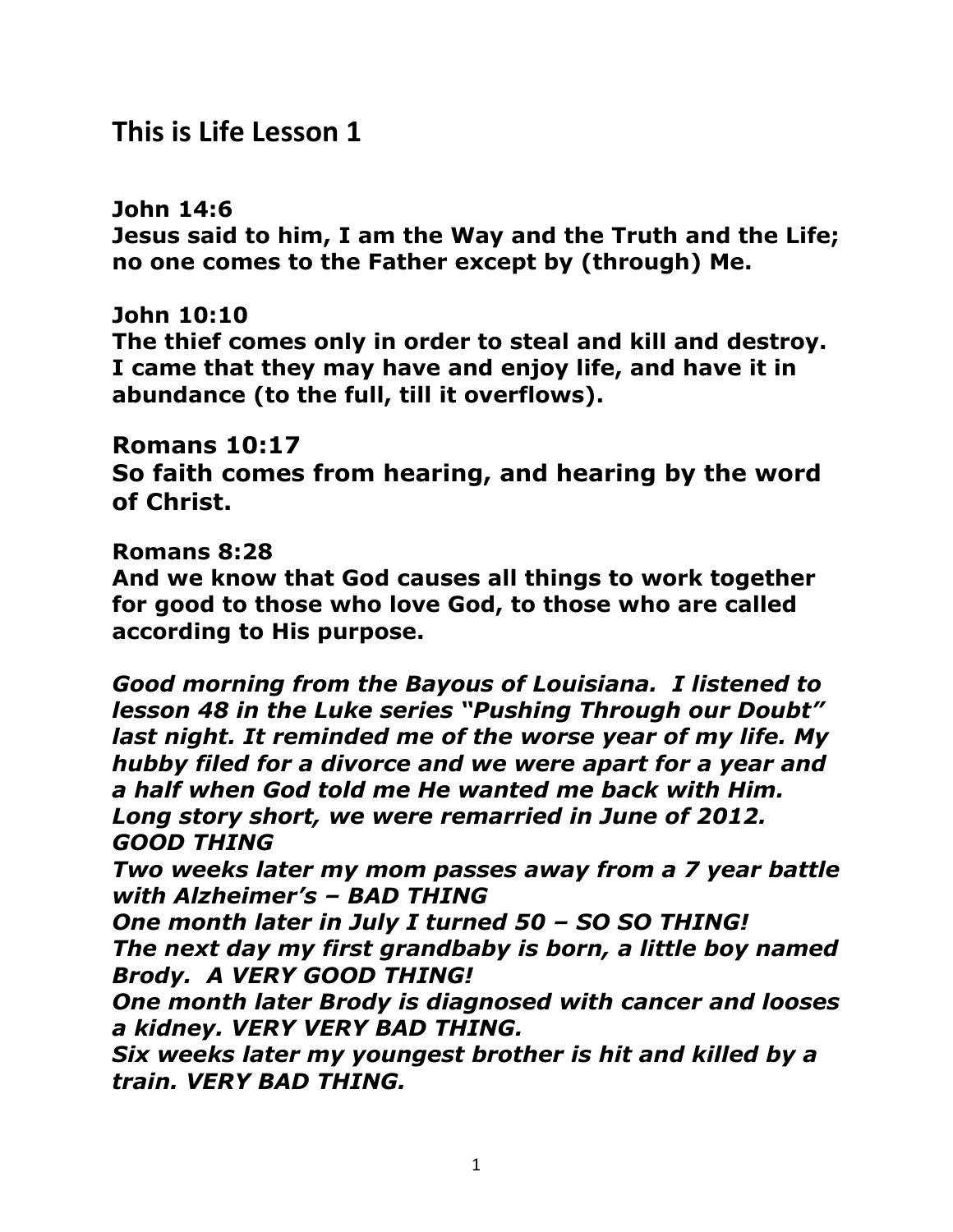# This is Life Lesson 1

**John 14:6**
**Jesus said to him, I am the Way and the Truth and the Life; no one comes to the Father except by (through) Me.**

**John 10:10**
**The thief comes only in order to steal and kill and destroy. I came that they may have and enjoy life, and have it in abundance (to the full, till it overflows).**

**Romans 10:17**
**So faith comes from hearing, and hearing by the word of Christ.**

**Romans 8:28**
**And we know that God causes all things to work together for good to those who love God, to those who are called according to His purpose.**

***Good morning from the Bayous of Louisiana. I listened to lesson 48 in the Luke series "Pushing Through our Doubt" last night. It reminded me of the worse year of my life. My hubby filed for a divorce and we were apart for a year and a half when God told me He wanted me back with Him. Long story short, we were remarried in June of 2012. GOOD THING***
***Two weeks later my mom passes away from a 7 year battle with Alzheimer's – BAD THING***
***One month later in July I turned 50 – SO SO THING!***
***The next day my first grandbaby is born, a little boy named Brody. A VERY GOOD THING!***
***One month later Brody is diagnosed with cancer and looses a kidney. VERY VERY BAD THING.***
***Six weeks later my youngest brother is hit and killed by a train. VERY BAD THING.***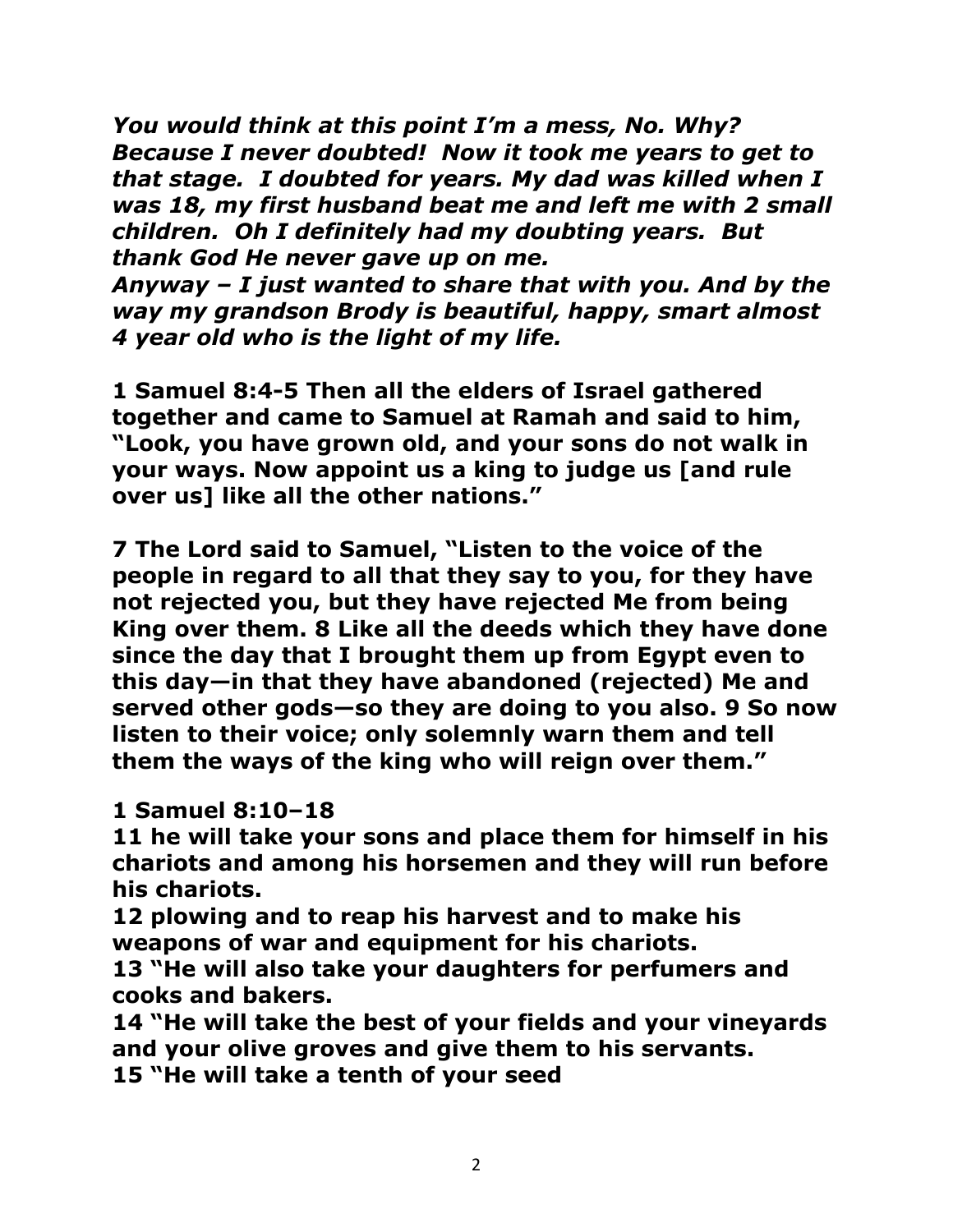***You would think at this point I'm a mess, No. Why? Because I never doubted! Now it took me years to get to that stage. I doubted for years. My dad was killed when I was 18, my first husband beat me and left me with 2 small children. Oh I definitely had my doubting years. But thank God He never gave up on me.***
***Anyway – I just wanted to share that with you. And by the way my grandson Brody is beautiful, happy, smart almost 4 year old who is the light of my life.***

**1 Samuel 8:4-5 Then all the elders of Israel gathered together and came to Samuel at Ramah and said to him, "Look, you have grown old, and your sons do not walk in your ways. Now appoint us a king to judge us [and rule over us] like all the other nations."**

**7 The Lord said to Samuel, "Listen to the voice of the people in regard to all that they say to you, for they have not rejected you, but they have rejected Me from being King over them. 8 Like all the deeds which they have done since the day that I brought them up from Egypt even to this day—in that they have abandoned (rejected) Me and served other gods—so they are doing to you also. 9 So now listen to their voice; only solemnly warn them and tell them the ways of the king who will reign over them."**

**1 Samuel 8:10–18**
**11 he will take your sons and place them for himself in his chariots and among his horsemen and they will run before his chariots.**
**12 plowing and to reap his harvest and to make his weapons of war and equipment for his chariots.**
**13 "He will also take your daughters for perfumers and cooks and bakers.**
**14 "He will take the best of your fields and your vineyards and your olive groves and give them to his servants.**
**15 "He will take a tenth of your seed**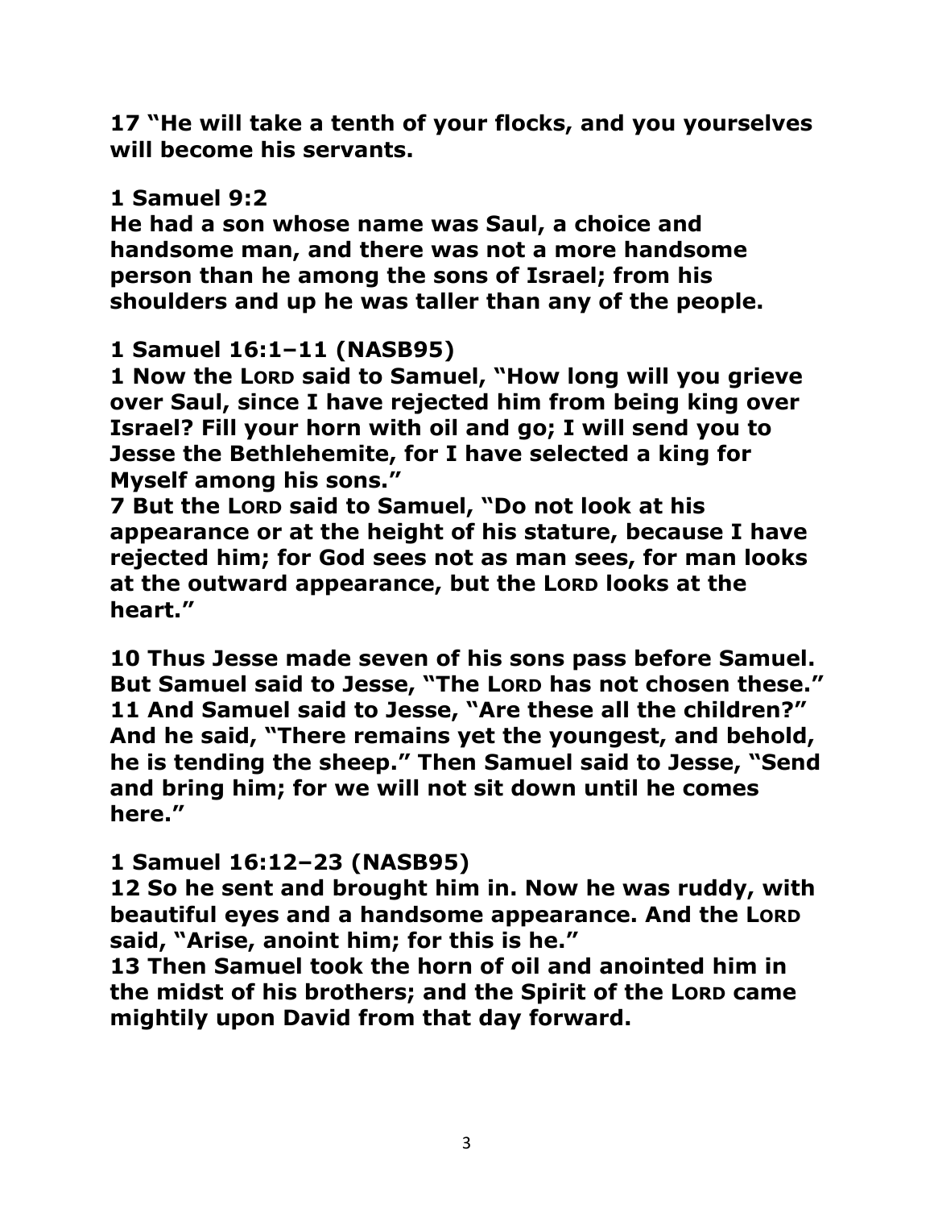**17 "He will take a tenth of your flocks, and you yourselves will become his servants.**

**1 Samuel 9:2**
**He had a son whose name was Saul, a choice and handsome man, and there was not a more handsome person than he among the sons of Israel; from his shoulders and up he was taller than any of the people.**

**1 Samuel 16:1–11 (NASB95)**
**1 Now the LORD said to Samuel, "How long will you grieve over Saul, since I have rejected him from being king over Israel? Fill your horn with oil and go; I will send you to Jesse the Bethlehemite, for I have selected a king for Myself among his sons."**
**7 But the LORD said to Samuel, "Do not look at his appearance or at the height of his stature, because I have rejected him; for God sees not as man sees, for man looks at the outward appearance, but the LORD looks at the heart."**

**10 Thus Jesse made seven of his sons pass before Samuel. But Samuel said to Jesse, "The LORD has not chosen these."**
**11 And Samuel said to Jesse, "Are these all the children?" And he said, "There remains yet the youngest, and behold, he is tending the sheep." Then Samuel said to Jesse, "Send and bring him; for we will not sit down until he comes here."**

**1 Samuel 16:12–23 (NASB95)**
**12 So he sent and brought him in. Now he was ruddy, with beautiful eyes and a handsome appearance. And the LORD said, "Arise, anoint him; for this is he."**
**13 Then Samuel took the horn of oil and anointed him in the midst of his brothers; and the Spirit of the LORD came mightily upon David from that day forward.**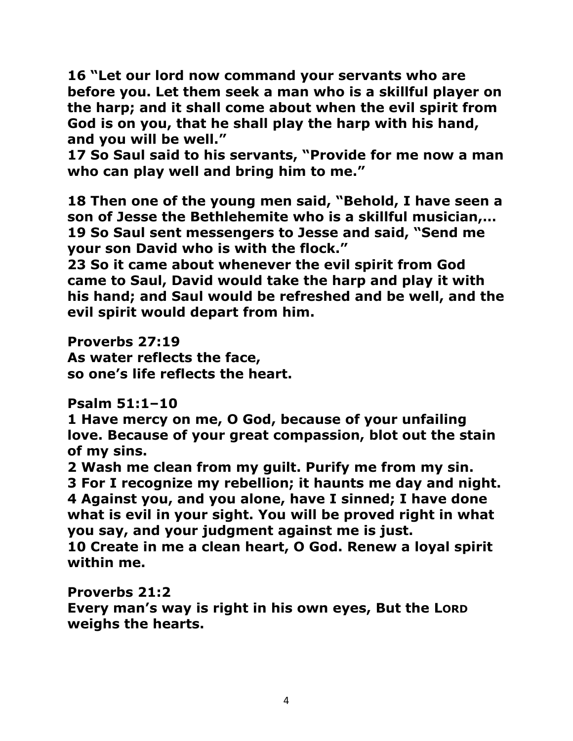**16 "Let our lord now command your servants who are before you. Let them seek a man who is a skillful player on the harp; and it shall come about when the evil spirit from God is on you, that he shall play the harp with his hand, and you will be well."**
**17 So Saul said to his servants, "Provide for me now a man who can play well and bring him to me."**

**18 Then one of the young men said, "Behold, I have seen a son of Jesse the Bethlehemite who is a skillful musician,…**
**19 So Saul sent messengers to Jesse and said, "Send me your son David who is with the flock."**
**23 So it came about whenever the evil spirit from God came to Saul, David would take the harp and play it with his hand; and Saul would be refreshed and be well, and the evil spirit would depart from him.**

**Proverbs 27:19**
**As water reflects the face,**
**so one's life reflects the heart.**

**Psalm 51:1–10**
**1 Have mercy on me, O God, because of your unfailing love. Because of your great compassion, blot out the stain of my sins.**
**2 Wash me clean from my guilt. Purify me from my sin.**
**3 For I recognize my rebellion; it haunts me day and night.**
**4 Against you, and you alone, have I sinned; I have done what is evil in your sight. You will be proved right in what you say, and your judgment against me is just.**
**10 Create in me a clean heart, O God. Renew a loyal spirit within me.**

**Proverbs 21:2**
**Every man's way is right in his own eyes, But the LORD weighs the hearts.**